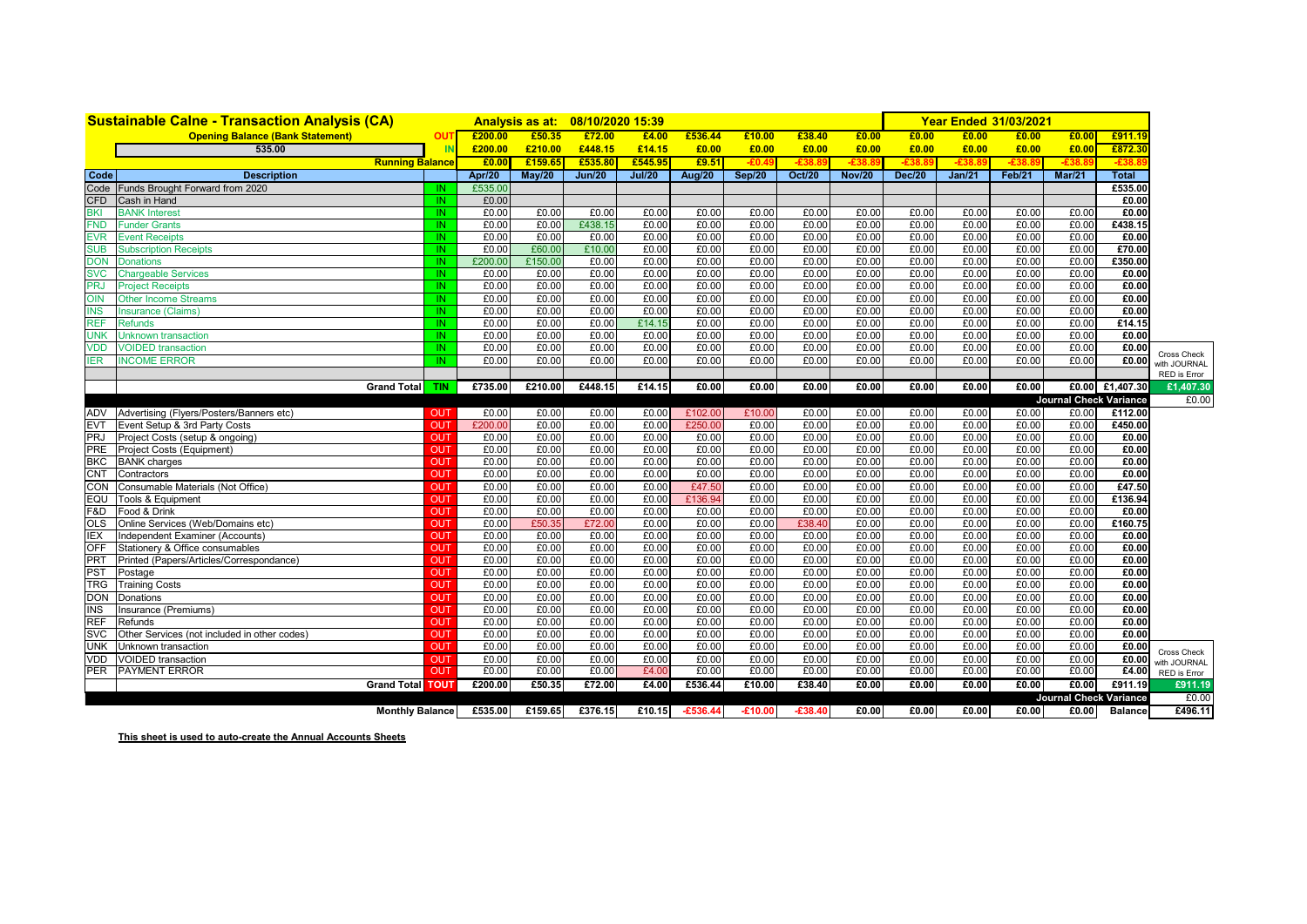# Sustainable Calne - Transaction Analysis (CA)

Analysis as at: 08/10/2020 15:39

Year Ended 31/03/2021

| Code | Description | | Apr/20 | May/20 | Jun/20 | Jul/20 | Aug/20 | Sep/20 | Oct/20 | Nov/20 | Dec/20 | Jan/21 | Feb/21 | Mar/21 | Total | |
|---|---|---|---|---|---|---|---|---|---|---|---|---|---|---|---|---|
| | **Opening Balance (Bank Statement)** | **OUT** | £200.00 | £50.35 | £72.00 | £4.00 | £536.44 | £10.00 | £38.40 | £0.00 | £0.00 | £0.00 | £0.00 | £0.00 | £911.19 | |
| | 535.00 | **IN** | £200.00 | £210.00 | £448.15 | £14.15 | £0.00 | £0.00 | £0.00 | £0.00 | £0.00 | £0.00 | £0.00 | £0.00 | £872.30 | |
| | **Running Balance** | | £0.00 | £159.65 | £535.80 | £545.95 | £9.51 | -£0.49 | -£38.89 | -£38.89 | -£38.89 | -£38.89 | -£38.89 | -£38.89 | -£38.89 | |
| Code | Funds Brought Forward from 2020 | IN | £535.00 | | | | | | | | | | | | £535.00 | |
| CFD | Cash in Hand | IN | £0.00 | | | | | | | | | | | | £0.00 | |
| BKI | BANK Interest | IN | £0.00 | £0.00 | £0.00 | £0.00 | £0.00 | £0.00 | £0.00 | £0.00 | £0.00 | £0.00 | £0.00 | £0.00 | £0.00 | |
| FND | Funder Grants | IN | £0.00 | £0.00 | £438.15 | £0.00 | £0.00 | £0.00 | £0.00 | £0.00 | £0.00 | £0.00 | £0.00 | £0.00 | £438.15 | |
| EVR | Event Receipts | IN | £0.00 | £0.00 | £0.00 | £0.00 | £0.00 | £0.00 | £0.00 | £0.00 | £0.00 | £0.00 | £0.00 | £0.00 | £0.00 | |
| SUB | Subscription Receipts | IN | £0.00 | £60.00 | £10.00 | £0.00 | £0.00 | £0.00 | £0.00 | £0.00 | £0.00 | £0.00 | £0.00 | £0.00 | £70.00 | |
| DON | Donations | IN | £200.00 | £150.00 | £0.00 | £0.00 | £0.00 | £0.00 | £0.00 | £0.00 | £0.00 | £0.00 | £0.00 | £0.00 | £350.00 | |
| SVC | Chargeable Services | IN | £0.00 | £0.00 | £0.00 | £0.00 | £0.00 | £0.00 | £0.00 | £0.00 | £0.00 | £0.00 | £0.00 | £0.00 | £0.00 | |
| PRJ | Project Receipts | IN | £0.00 | £0.00 | £0.00 | £0.00 | £0.00 | £0.00 | £0.00 | £0.00 | £0.00 | £0.00 | £0.00 | £0.00 | £0.00 | |
| OIN | Other Income Streams | IN | £0.00 | £0.00 | £0.00 | £0.00 | £0.00 | £0.00 | £0.00 | £0.00 | £0.00 | £0.00 | £0.00 | £0.00 | £0.00 | |
| INS | Insurance (Claims) | IN | £0.00 | £0.00 | £0.00 | £0.00 | £0.00 | £0.00 | £0.00 | £0.00 | £0.00 | £0.00 | £0.00 | £0.00 | £0.00 | |
| REF | Refunds | IN | £0.00 | £0.00 | £0.00 | £14.15 | £0.00 | £0.00 | £0.00 | £0.00 | £0.00 | £0.00 | £0.00 | £0.00 | £14.15 | |
| UNK | Unknown transaction | IN | £0.00 | £0.00 | £0.00 | £0.00 | £0.00 | £0.00 | £0.00 | £0.00 | £0.00 | £0.00 | £0.00 | £0.00 | £0.00 | |
| VDD | VOIDED transaction | IN | £0.00 | £0.00 | £0.00 | £0.00 | £0.00 | £0.00 | £0.00 | £0.00 | £0.00 | £0.00 | £0.00 | £0.00 | £0.00 | Cross Check |
| IER | INCOME ERROR | IN | £0.00 | £0.00 | £0.00 | £0.00 | £0.00 | £0.00 | £0.00 | £0.00 | £0.00 | £0.00 | £0.00 | £0.00 | £0.00 | with JOURNAL |
| | | | | | | | | | | | | | | | | RED is Error |
| | **Grand Total** | **TIN** | £735.00 | £210.00 | £448.15 | £14.15 | £0.00 | £0.00 | £0.00 | £0.00 | £0.00 | £0.00 | £0.00 | £0.00 | £1,407.30 | £1,407.30 |
| | | | | | | | | | | | | | | | **Journal Check Variance** | £0.00 |
| ADV | Advertising (Flyers/Posters/Banners etc) | OUT | £0.00 | £0.00 | £0.00 | £0.00 | £102.00 | £10.00 | £0.00 | £0.00 | £0.00 | £0.00 | £0.00 | £0.00 | £112.00 | |
| EVT | Event Setup & 3rd Party Costs | OUT | £200.00 | £0.00 | £0.00 | £0.00 | £250.00 | £0.00 | £0.00 | £0.00 | £0.00 | £0.00 | £0.00 | £0.00 | £450.00 | |
| PRJ | Project Costs (setup & ongoing) | OUT | £0.00 | £0.00 | £0.00 | £0.00 | £0.00 | £0.00 | £0.00 | £0.00 | £0.00 | £0.00 | £0.00 | £0.00 | £0.00 | |
| PRE | Project Costs (Equipment) | OUT | £0.00 | £0.00 | £0.00 | £0.00 | £0.00 | £0.00 | £0.00 | £0.00 | £0.00 | £0.00 | £0.00 | £0.00 | £0.00 | |
| BKC | BANK charges | OUT | £0.00 | £0.00 | £0.00 | £0.00 | £0.00 | £0.00 | £0.00 | £0.00 | £0.00 | £0.00 | £0.00 | £0.00 | £0.00 | |
| CNT | Contractors | OUT | £0.00 | £0.00 | £0.00 | £0.00 | £0.00 | £0.00 | £0.00 | £0.00 | £0.00 | £0.00 | £0.00 | £0.00 | £0.00 | |
| CON | Consumable Materials (Not Office) | OUT | £0.00 | £0.00 | £0.00 | £0.00 | £47.50 | £0.00 | £0.00 | £0.00 | £0.00 | £0.00 | £0.00 | £0.00 | £47.50 | |
| EQU | Tools & Equipment | OUT | £0.00 | £0.00 | £0.00 | £0.00 | £136.94 | £0.00 | £0.00 | £0.00 | £0.00 | £0.00 | £0.00 | £0.00 | £136.94 | |
| F&D | Food & Drink | OUT | £0.00 | £0.00 | £0.00 | £0.00 | £0.00 | £0.00 | £0.00 | £0.00 | £0.00 | £0.00 | £0.00 | £0.00 | £0.00 | |
| OLS | Online Services (Web/Domains etc) | OUT | £0.00 | £50.35 | £72.00 | £0.00 | £0.00 | £0.00 | £38.40 | £0.00 | £0.00 | £0.00 | £0.00 | £0.00 | £160.75 | |
| IEX | Independent Examiner (Accounts) | OUT | £0.00 | £0.00 | £0.00 | £0.00 | £0.00 | £0.00 | £0.00 | £0.00 | £0.00 | £0.00 | £0.00 | £0.00 | £0.00 | |
| OFF | Stationery & Office consumables | OUT | £0.00 | £0.00 | £0.00 | £0.00 | £0.00 | £0.00 | £0.00 | £0.00 | £0.00 | £0.00 | £0.00 | £0.00 | £0.00 | |
| PRT | Printed (Papers/Articles/Correspondance) | OUT | £0.00 | £0.00 | £0.00 | £0.00 | £0.00 | £0.00 | £0.00 | £0.00 | £0.00 | £0.00 | £0.00 | £0.00 | £0.00 | |
| PST | Postage | OUT | £0.00 | £0.00 | £0.00 | £0.00 | £0.00 | £0.00 | £0.00 | £0.00 | £0.00 | £0.00 | £0.00 | £0.00 | £0.00 | |
| TRG | Training Costs | OUT | £0.00 | £0.00 | £0.00 | £0.00 | £0.00 | £0.00 | £0.00 | £0.00 | £0.00 | £0.00 | £0.00 | £0.00 | £0.00 | |
| DON | Donations | OUT | £0.00 | £0.00 | £0.00 | £0.00 | £0.00 | £0.00 | £0.00 | £0.00 | £0.00 | £0.00 | £0.00 | £0.00 | £0.00 | |
| INS | Insurance (Premiums) | OUT | £0.00 | £0.00 | £0.00 | £0.00 | £0.00 | £0.00 | £0.00 | £0.00 | £0.00 | £0.00 | £0.00 | £0.00 | £0.00 | |
| REF | Refunds | OUT | £0.00 | £0.00 | £0.00 | £0.00 | £0.00 | £0.00 | £0.00 | £0.00 | £0.00 | £0.00 | £0.00 | £0.00 | £0.00 | |
| SVC | Other Services (not included in other codes) | OUT | £0.00 | £0.00 | £0.00 | £0.00 | £0.00 | £0.00 | £0.00 | £0.00 | £0.00 | £0.00 | £0.00 | £0.00 | £0.00 | |
| UNK | Unknown transaction | OUT | £0.00 | £0.00 | £0.00 | £0.00 | £0.00 | £0.00 | £0.00 | £0.00 | £0.00 | £0.00 | £0.00 | £0.00 | £0.00 | Cross Check |
| VDD | VOIDED transaction | OUT | £0.00 | £0.00 | £0.00 | £0.00 | £0.00 | £0.00 | £0.00 | £0.00 | £0.00 | £0.00 | £0.00 | £0.00 | £0.00 | with JOURNAL |
| PER | PAYMENT ERROR | OUT | £0.00 | £0.00 | £0.00 | £4.00 | £0.00 | £0.00 | £0.00 | £0.00 | £0.00 | £0.00 | £0.00 | £0.00 | £4.00 | RED is Error |
| | **Grand Total** | **TOUT** | £200.00 | £50.35 | £72.00 | £4.00 | £536.44 | £10.00 | £38.40 | £0.00 | £0.00 | £0.00 | £0.00 | £0.00 | £911.19 | £911.19 |
| | | | | | | | | | | | | | | | **Journal Check Variance** | £0.00 |
| | **Monthly Balance** | | £535.00 | £159.65 | £376.15 | £10.15 | -£536.44 | -£10.00 | -£38.40 | £0.00 | £0.00 | £0.00 | £0.00 | £0.00 | **Balance** | £496.11 |

**This sheet is used to auto-create the Annual Accounts Sheets**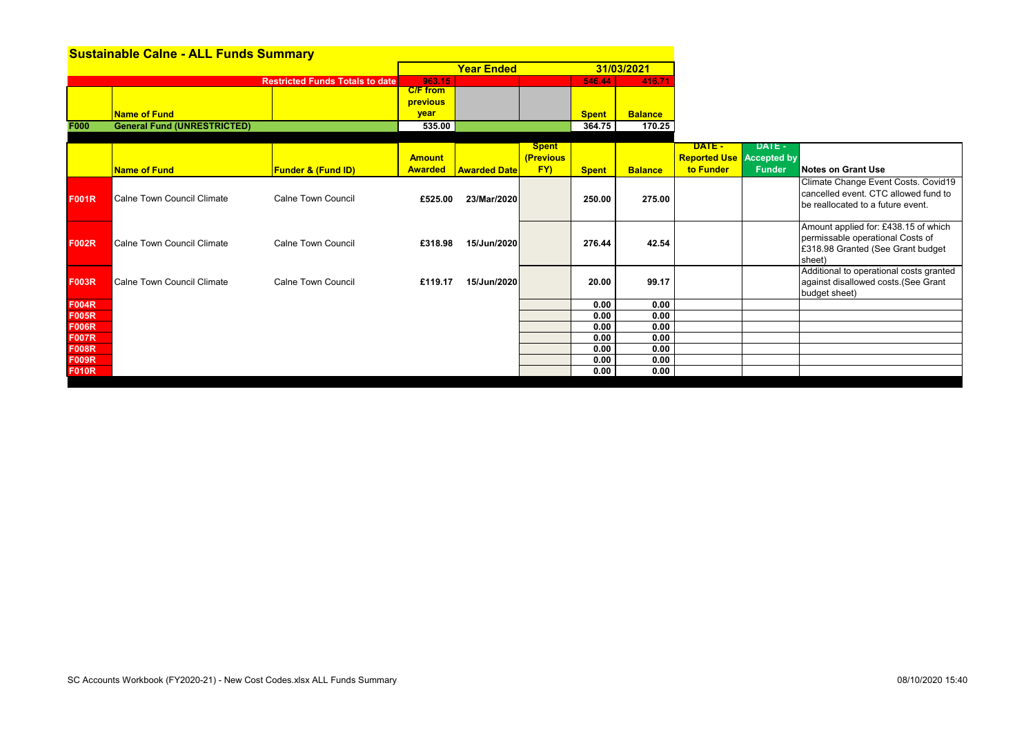# Sustainable Calne - ALL Funds Summary

| | | | Year Ended | | | 31/03/2021 | |
|---|---|---|---|---|---|---|---|
| | | Restricted Funds Totals to date | 963.15 | | | 546.44 | 416.71 |
| | Name of Fund | | C/F from previous year | | | Spent | Balance |
| F000 | General Fund (UNRESTRICTED) | | 535.00 | | | 364.75 | 170.25 |

| | Name of Fund | Funder & (Fund ID) | Amount Awarded | Awarded Date | Spent (Previous FY) | Spent | Balance | DATE - Reported Use to Funder | DATE - Accepted by Funder | Notes on Grant Use |
|---|---|---|---|---|---|---|---|---|---|---|
| F001R | Calne Town Council Climate | Calne Town Council | £525.00 | 23/Mar/2020 | | 250.00 | 275.00 | | | Climate Change Event Costs. Covid19 cancelled event. CTC allowed fund to be reallocated to a future event. |
| F002R | Calne Town Council Climate | Calne Town Council | £318.98 | 15/Jun/2020 | | 276.44 | 42.54 | | | Amount applied for: £438.15 of which permissable operational Costs of £318.98 Granted (See Grant budget sheet) |
| F003R | Calne Town Council Climate | Calne Town Council | £119.17 | 15/Jun/2020 | | 20.00 | 99.17 | | | Additional to operational costs granted against disallowed costs.(See Grant budget sheet) |
| F004R | | | | | | 0.00 | 0.00 | | | |
| F005R | | | | | | 0.00 | 0.00 | | | |
| F006R | | | | | | 0.00 | 0.00 | | | |
| F007R | | | | | | 0.00 | 0.00 | | | |
| F008R | | | | | | 0.00 | 0.00 | | | |
| F009R | | | | | | 0.00 | 0.00 | | | |
| F010R | | | | | | 0.00 | 0.00 | | | |

SC Accounts Workbook (FY2020-21) - New Cost Codes.xlsx ALL Funds Summary

08/10/2020 15:40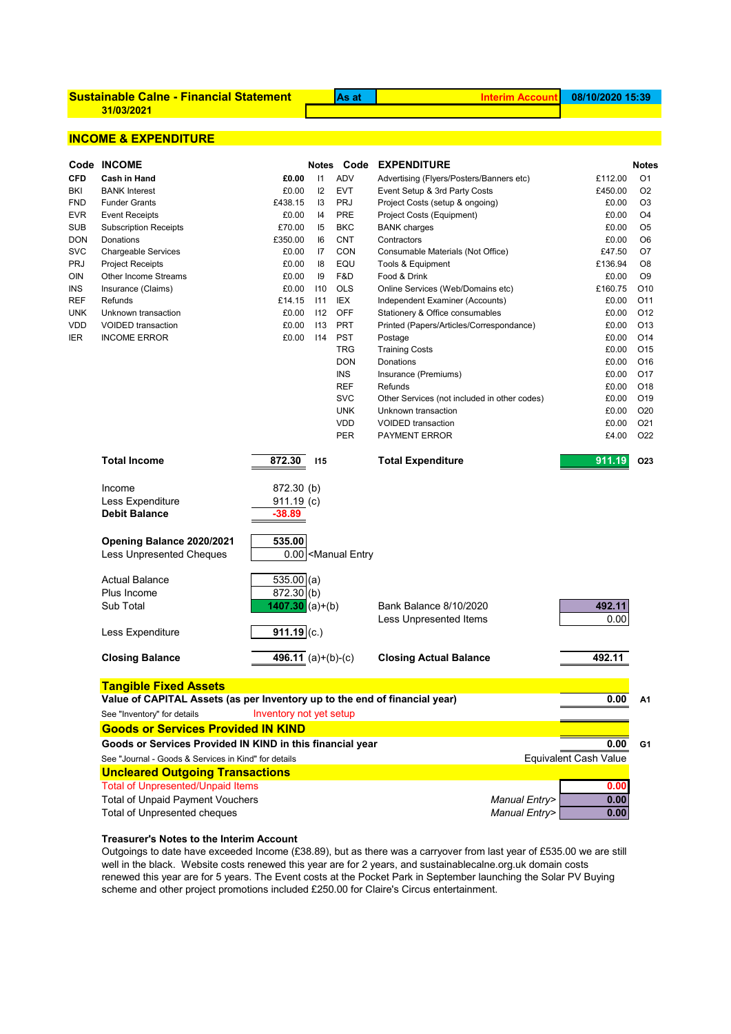**Sustainable Calne - Financial Statement** | **As at** | **Interim Account** | **08/10/2020 15:39**

**31/03/2021**

## INCOME & EXPENDITURE

| Code | INCOME | | Notes | Code | EXPENDITURE | | Notes |
|---|---|---|---|---|---|---|---|
| **CFD** | **Cash in Hand** | **£0.00** | I1 | ADV | Advertising (Flyers/Posters/Banners etc) | £112.00 | O1 |
| BKI | BANK Interest | £0.00 | I2 | EVT | Event Setup & 3rd Party Costs | £450.00 | O2 |
| FND | Funder Grants | £438.15 | I3 | PRJ | Project Costs (setup & ongoing) | £0.00 | O3 |
| EVR | Event Receipts | £0.00 | I4 | PRE | Project Costs (Equipment) | £0.00 | O4 |
| SUB | Subscription Receipts | £70.00 | I5 | BKC | BANK charges | £0.00 | O5 |
| DON | Donations | £350.00 | I6 | CNT | Contractors | £0.00 | O6 |
| SVC | Chargeable Services | £0.00 | I7 | CON | Consumable Materials (Not Office) | £47.50 | O7 |
| PRJ | Project Receipts | £0.00 | I8 | EQU | Tools & Equipment | £136.94 | O8 |
| OIN | Other Income Streams | £0.00 | I9 | F&D | Food & Drink | £0.00 | O9 |
| INS | Insurance (Claims) | £0.00 | I10 | OLS | Online Services (Web/Domains etc) | £160.75 | O10 |
| REF | Refunds | £14.15 | I11 | IEX | Independent Examiner (Accounts) | £0.00 | O11 |
| UNK | Unknown transaction | £0.00 | I12 | OFF | Stationery & Office consumables | £0.00 | O12 |
| VDD | VOIDED transaction | £0.00 | I13 | PRT | Printed (Papers/Articles/Correspondance) | £0.00 | O13 |
| IER | INCOME ERROR | £0.00 | I14 | PST | Postage | £0.00 | O14 |
| | | | | TRG | Training Costs | £0.00 | O15 |
| | | | | DON | Donations | £0.00 | O16 |
| | | | | INS | Insurance (Premiums) | £0.00 | O17 |
| | | | | REF | Refunds | £0.00 | O18 |
| | | | | SVC | Other Services (not included in other codes) | £0.00 | O19 |
| | | | | UNK | Unknown transaction | £0.00 | O20 |
| | | | | VDD | VOIDED transaction | £0.00 | O21 |
| | | | | PER | PAYMENT ERROR | £4.00 | O22 |
| | **Total Income** | **872.30** | **I15** | | **Total Expenditure** | **911.19** | **O23** |

| | | | | |
|---|---|---|---|---|
| Income | 872.30 | (b) | | |
| Less Expenditure | 911.19 | (c) | | |
| **Debit Balance** | **-38.89** | | | |
| **Opening Balance 2020/2021** | **535.00** | | | |
| Less Unpresented Cheques | 0.00 | <Manual Entry | | |
| Actual Balance | 535.00 | (a) | | |
| Plus Income | 872.30 | (b) | | |
| Sub Total | **1407.30** | (a)+(b) | Bank Balance 8/10/2020 | **492.11** |
| | | | Less Unpresented Items | 0.00 |
| Less Expenditure | **911.19** | (c.) | | |
| **Closing Balance** | **496.11** | (a)+(b)-(c) | **Closing Actual Balance** | **492.11** |

## Tangible Fixed Assets

**Value of CAPITAL Assets (as per Inventory up to the end of financial year)** — **0.00** A1

See "Inventory" for details — Inventory not yet setup

## Goods or Services Provided IN KIND

**Goods or Services Provided IN KIND in this financial year** — **0.00** G1

See "Journal - Goods & Services in Kind" for details — Equivalent Cash Value

## Uncleared Outgoing Transactions

| | | |
|---|---|---|
| Total of Unpresented/Unpaid Items | | **0.00** |
| Total of Unpaid Payment Vouchers | *Manual Entry>* | **0.00** |
| Total of Unpresented cheques | *Manual Entry>* | **0.00** |

**Treasurer's Notes to the Interim Account**

Outgoings to date have exceeded Income (£38.89), but as there was a carryover from last year of £535.00 we are still well in the black. Website costs renewed this year are for 2 years, and sustainablecalne.org.uk domain costs renewed this year are for 5 years. The Event costs at the Pocket Park in September launching the Solar PV Buying scheme and other project promotions included £250.00 for Claire's Circus entertainment.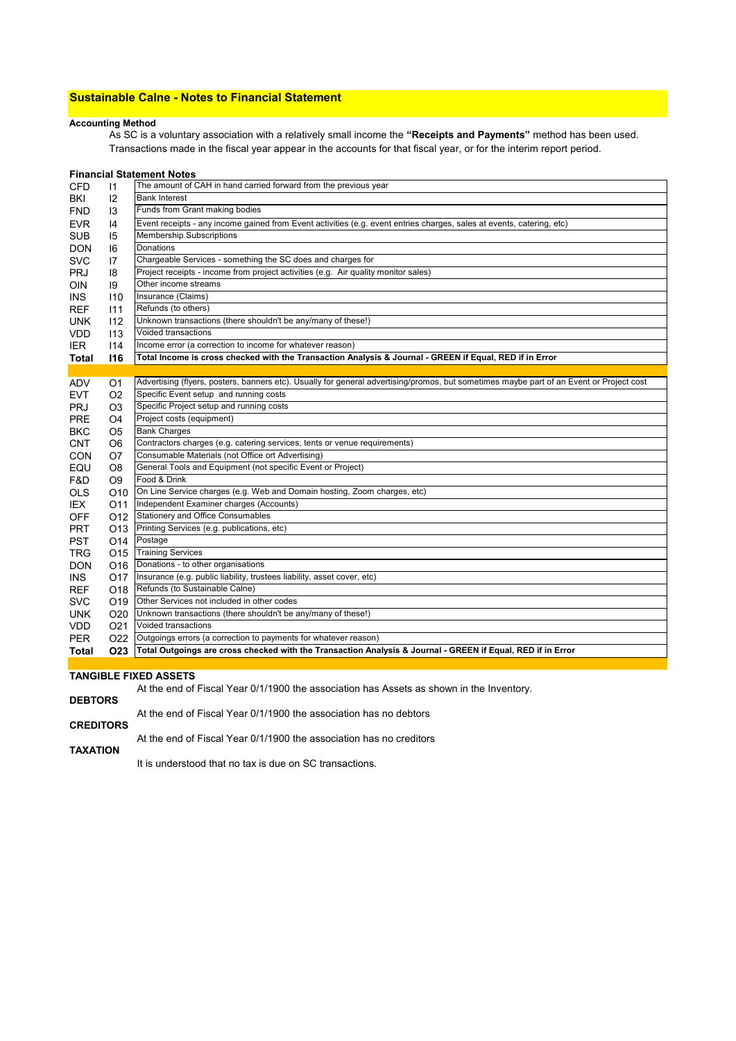# Sustainable Calne - Notes to Financial Statement

**Accounting Method**

As SC is a voluntary association with a relatively small income the **"Receipts and Payments"** method has been used. Transactions made in the fiscal year appear in the accounts for that fiscal year, or for the interim report period.

**Financial Statement Notes**

| | | |
|---|---|---|
| CFD | I1 | The amount of CAH in hand carried forward from the previous year |
| BKI | I2 | Bank Interest |
| FND | I3 | Funds from Grant making bodies |
| EVR | I4 | Event receipts - any income gained from Event activities (e.g. event entries charges, sales at events, catering, etc) |
| SUB | I5 | Membership Subscriptions |
| DON | I6 | Donations |
| SVC | I7 | Chargeable Services - something the SC does and charges for |
| PRJ | I8 | Project receipts - income from project activities (e.g. Air quality monitor sales) |
| OIN | I9 | Other income streams |
| INS | I10 | Insurance (Claims) |
| REF | I11 | Refunds (to others) |
| UNK | I12 | Unknown transactions (there shouldn't be any/many of these!) |
| VDD | I13 | Voided transactions |
| IER | I14 | Income error (a correction to income for whatever reason) |
| **Total** | **I16** | **Total Income is cross checked with the Transaction Analysis & Journal - GREEN if Equal, RED if in Error** |
| | | |
| ADV | O1 | Advertising (flyers, posters, banners etc). Usually for general advertising/promos, but sometimes maybe part of an Event or Project cost |
| EVT | O2 | Specific Event setup and running costs |
| PRJ | O3 | Specific Project setup and running costs |
| PRE | O4 | Project costs (equipment) |
| BKC | O5 | Bank Charges |
| CNT | O6 | Contractors charges (e.g. catering services, tents or venue requirements) |
| CON | O7 | Consumable Materials (not Office ort Advertising) |
| EQU | O8 | General Tools and Equipment (not specific Event or Project) |
| F&D | O9 | Food & Drink |
| OLS | O10 | On Line Service charges (e.g. Web and Domain hosting, Zoom charges, etc) |
| IEX | O11 | Independent Examiner charges (Accounts) |
| OFF | O12 | Stationery and Office Consumables |
| PRT | O13 | Printing Services (e.g. publications, etc) |
| PST | O14 | Postage |
| TRG | O15 | Training Services |
| DON | O16 | Donations - to other organisations |
| INS | O17 | Insurance (e.g. public liability, trustees liability, asset cover, etc) |
| REF | O18 | Refunds (to Sustainable Calne) |
| SVC | O19 | Other Services not included in other codes |
| UNK | O20 | Unknown transactions (there shouldn't be any/many of these!) |
| VDD | O21 | Voided transactions |
| PER | O22 | Outgoings errors (a correction to payments for whatever reason) |
| **Total** | **O23** | **Total Outgoings are cross checked with the Transaction Analysis & Journal - GREEN if Equal, RED if in Error** |

**TANGIBLE FIXED ASSETS**

At the end of Fiscal Year 0/1/1900 the association has Assets as shown in the Inventory.

**DEBTORS**

At the end of Fiscal Year 0/1/1900 the association has no debtors

**CREDITORS**

At the end of Fiscal Year 0/1/1900 the association has no creditors

**TAXATION**

It is understood that no tax is due on SC transactions.